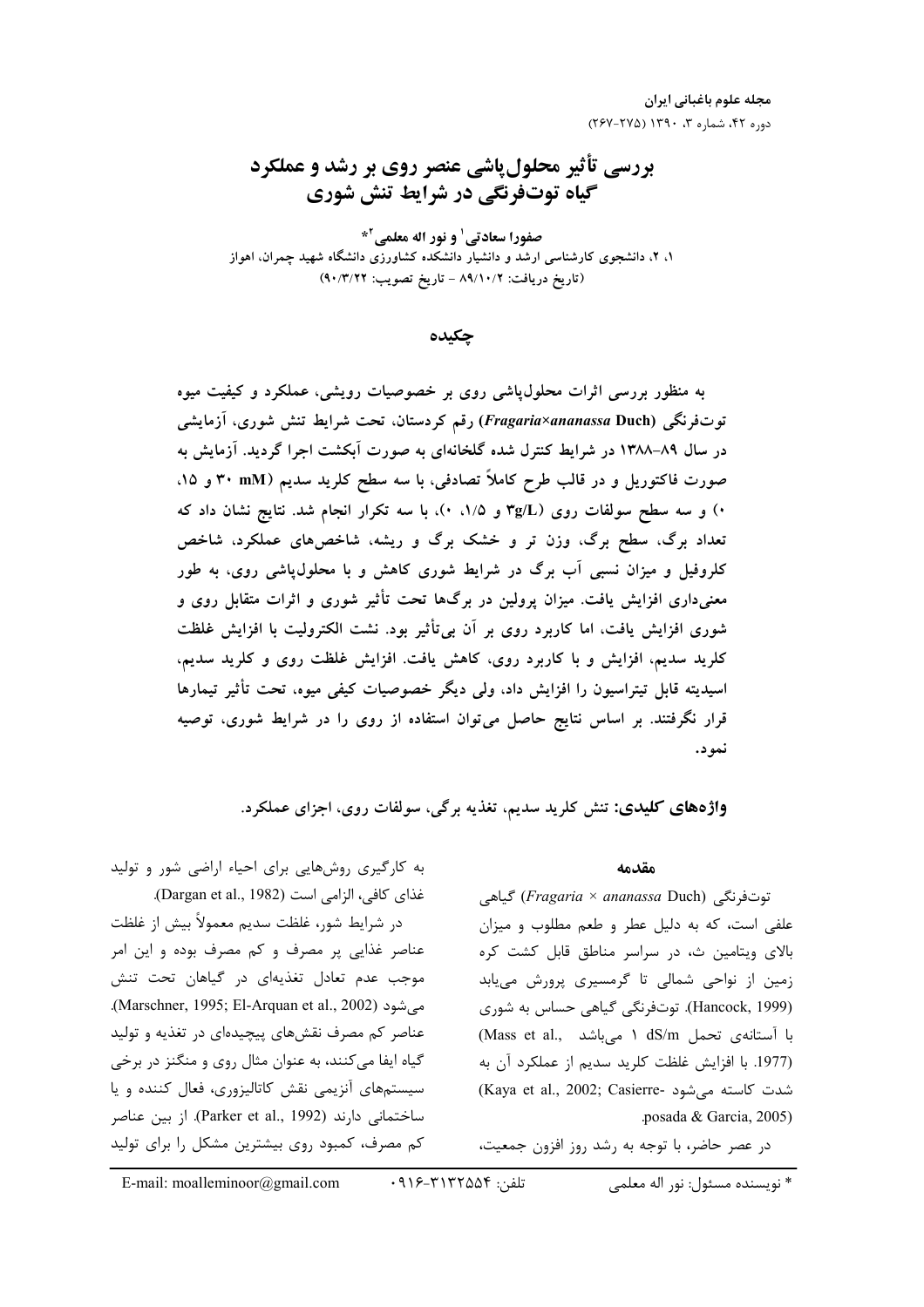# بررسی تأثیر محلول‌پاشی عنصر روی بر رشد و عملکرد گیاه توت‌فرنگی در شرایط تنش شوری

**صفورا سعادتی[1] و نور اله معلمی[2]***

۱، ۲، دانشجوی کارشناسی ارشد و دانشیار دانشکده کشاورزی دانشگاه شهید چمران، اهواز

(تاریخ دریافت: ۸۹/۱۰/۲ - تاریخ تصویب: ۹۰/۳/۲۲)

## چکیده

به منظور بررسی اثرات محلول‌پاشی روی بر خصوصیات رویشی، عملکرد و کیفیت میوه توت‌فرنگی (*Fragaria×ananassa* Duch) رقم کردستان، تحت شرایط تنش شوری، آزمایشی در سال ۸۹-۱۳۸۸ در شرایط کنترل شده گلخانه‌ای به صورت آبکشت اجرا گردید. آزمایش به صورت فاکتوریل و در قالب طرح کاملاً تصادفی، با سه سطح کلرید سدیم (۳۰ mM و ۱۵، ۰) و سه سطح سولفات روی (۳g/L و ۱/۵، ۰)، با سه تکرار انجام شد. نتایج نشان داد که تعداد برگ، سطح برگ، وزن تر و خشک برگ و ریشه، شاخص‌های عملکرد، شاخص کلروفیل و میزان نسبی آب برگ در شرایط شوری کاهش و با محلول‌پاشی روی، به طور معنی‌داری افزایش یافت. میزان پرولین در برگ‌ها تحت تأثیر شوری و اثرات متقابل روی و شوری افزایش یافت، اما کاربرد روی بر آن بی‌تأثیر بود. نشت الکترولیت با افزایش غلظت کلرید سدیم، افزایش و با کاربرد روی، کاهش یافت. افزایش غلظت روی و کلرید سدیم، اسیدیته قابل تیتراسیون را افزایش داد، ولی دیگر خصوصیات کیفی میوه، تحت تأثیر تیمارها قرار نگرفتند. بر اساس نتایج حاصل می‌توان استفاده از روی را در شرایط شوری، توصیه نمود.

**واژه‌های کلیدی:** تنش کلرید سدیم، تغذیه برگی، سولفات روی، اجزای عملکرد.

## مقدمه

توت‌فرنگی (*Fragaria × ananassa* Duch) گیاهی علفی است، که به دلیل عطر و طعم مطلوب و میزان بالای ویتامین ث، در سراسر مناطق قابل کشت کره زمین از نواحی شمالی تا گرمسیری پرورش می‌یابد (Hancock, 1999). توت‌فرنگی گیاهی حساس به شوری با آستانه‌ی تحمل ۱ dS/m می‌باشد (Mass et al., 1977). با افزایش غلظت کلرید سدیم از عملکرد آن به شدت کاسته می‌شود (Kaya et al., 2002; Casierre-posada & Garcia, 2005).

در عصر حاضر، با توجه به رشد روز افزون جمعیت، به کارگیری روش‌هایی برای احیاء اراضی شور و تولید غذای کافی، الزامی است (Dargan et al., 1982).

در شرایط شور، غلظت سدیم معمولاً بیش از غلظت عناصر غذایی پر مصرف و کم مصرف بوده و این امر موجب عدم تعادل تغذیه‌ای در گیاهان تحت تنش می‌شود (Marschner, 1995; El-Arquan et al., 2002). عناصر کم مصرف نقش‌های پیچیده‌ای در تغذیه و تولید گیاه ایفا می‌کنند، به عنوان مثال روی و منگنز در برخی سیستم‌های آنزیمی نقش کاتالیزوری، فعال کننده و یا ساختمانی دارند (Parker et al., 1992). از بین عناصر کم مصرف، کمبود روی بیشترین مشکل را برای تولید

---

\* نویسنده مسئول: نور اله معلمی    تلفن: ۰۹۱۶-۳۱۳۲۵۵۴    E-mail: moalleminoor@gmail.com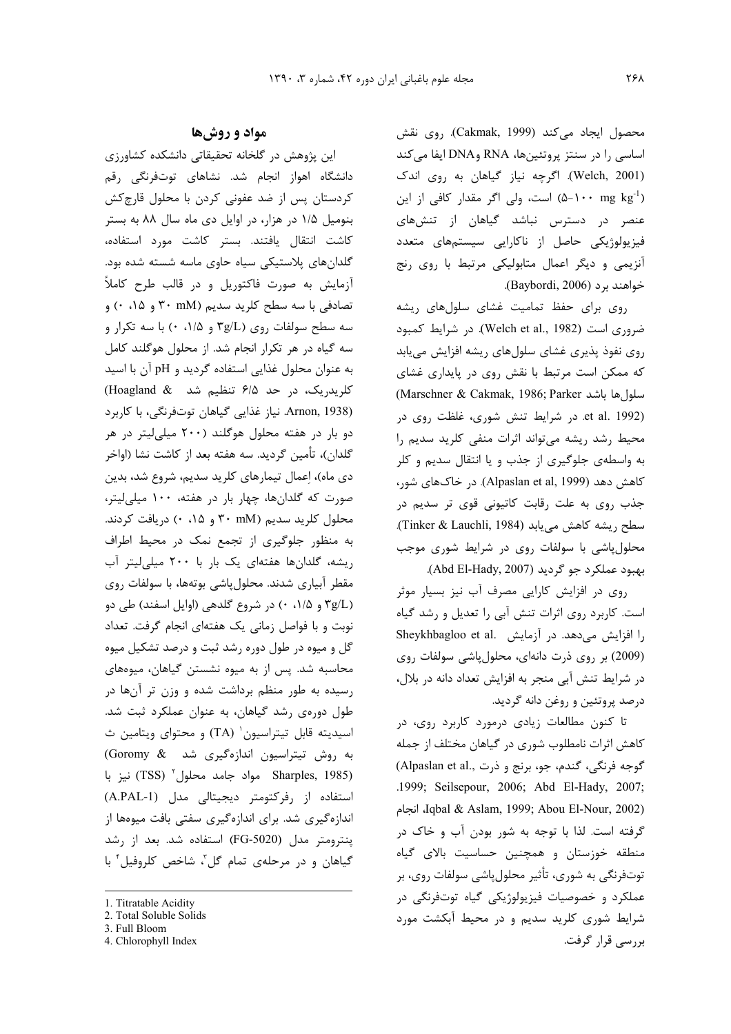محصول ایجاد می‌کند (Cakmak, 1999). روی نقش اساسی را در سنتز پروتئین‌ها، RNA وDNA ایفا می‌کند (Welch, 2001). اگرچه نیاز گیاهان به روی اندک ($۵-۱۰۰\ mg\ kg^{-1}$) است، ولی اگر مقدار کافی از این عنصر در دسترس نباشد گیاهان از تنش‌های فیزیولوژیکی حاصل از ناکارایی سیستم‌های متعدد آنزیمی و دیگر اعمال متابولیکی مرتبط با روی رنج خواهند برد (Baybordi, 2006).

روی برای حفظ تمامیت غشای سلول‌های ریشه ضروری است (Welch et al., 1982). در شرایط کمبود روی نفوذ پذیری غشای سلول‌های ریشه افزایش می‌یابد که ممکن است مرتبط با نقش روی در پایداری غشای سلول‌ها باشد (Marschner & Cakmak, 1986; Parker et al. 1992). در شرایط تنش شوری، غلظت روی در محیط رشد ریشه می‌تواند اثرات منفی کلرید سدیم را به واسطه‌ی جلوگیری از جذب و یا انتقال سدیم و کلر کاهش دهد (Alpaslan et al, 1999). در خاک‌های شور، جذب روی به علت رقابت کاتیونی قوی تر سدیم در سطح ریشه کاهش می‌یابد (Tinker & Lauchli, 1984). محلول‌پاشی با سولفات روی در شرایط شوری موجب بهبود عملکرد جو گردید (Abd El-Hady, 2007).

روی در افزایش کارایی مصرف آب نیز بسیار موثر است. کاربرد روی اثرات تنش آبی را تعدیل و رشد گیاه را افزایش می‌دهد. در آزمایش Sheykhbagloo et al. (2009) بر روی ذرت دانه‌ای، محلول‌پاشی سولفات روی در شرایط تنش آبی منجر به افزایش تعداد دانه در بلال، درصد پروتئین و روغن دانه گردید.

تا کنون مطالعات زیادی درمورد کاربرد روی، در کاهش اثرات نامطلوب شوری در گیاهان مختلف از جمله گوجه فرنگی، گندم، جو، برنج و ذرت (Alpaslan et al., 1999; Seilsepour, 2006; Abd El-Hady, 2007; Iqbal & Aslam, 1999; Abou El-Nour, 2002)، انجام گرفته است. لذا با توجه به شور بودن آب و خاک در منطقه خوزستان و همچنین حساسیت بالای گیاه توت‌فرنگی به شوری، تأثیر محلول‌پاشی سولفات روی، بر عملکرد و خصوصیات فیزیولوژیکی گیاه توت‌فرنگی در شرایط شوری کلرید سدیم و در محیط آبکشت مورد بررسی قرار گرفت.

## مواد و روش‌ها

این پژوهش در گلخانه تحقیقاتی دانشکده کشاورزی دانشگاه اهواز انجام شد. نشاهای توت‌فرنگی رقم کردستان پس از ضد عفونی کردن با محلول قارچ‌کش بنومیل ۱/۵ در هزار، در اوایل دی ماه سال ۸۸ به بستر کاشت انتقال یافتند. بستر کاشت مورد استفاده، گلدان‌های پلاستیکی سیاه حاوی ماسه شسته شده بود. آزمایش به صورت فاکتوریل و در قالب طرح کاملاً تصادفی با سه سطح کلرید سدیم (۳۰ mM و ۱۵، ۰) و سه سطح سولفات روی (۳g/L و ۱/۵، ۰) با سه تکرار و سه گیاه در هر تکرار انجام شد. از محلول هوگلند کامل به عنوان محلول غذایی استفاده گردید و pH آن با اسید کلریدریک، در حد ۶/۵ تنظیم شد (Hoagland & Arnon, 1938). نیاز غذایی گیاهان توت‌فرنگی، با کاربرد دو بار در هفته محلول هوگلند (۲۰۰ میلی‌لیتر در هر گلدان)، تأمین گردید. سه هفته بعد از کاشت نشا (اواخر دی ماه)، اِعمال تیمارهای کلرید سدیم، شروع شد، بدین صورت که گلدان‌ها، چهار بار در هفته، ۱۰۰ میلی‌لیتر، محلول کلرید سدیم (۳۰ mM و ۱۵، ۰) دریافت کردند. به منظور جلوگیری از تجمع نمک در محیط اطراف ریشه، گلدان‌ها هفته‌ای یک بار با ۲۰۰ میلی‌لیتر آب مقطر آبیاری شدند. محلول‌پاشی بوته‌ها، با سولفات روی (۳g/L و ۱/۵، ۰) در شروع گلدهی (اوایل اسفند) طی دو نوبت و با فواصل زمانی یک هفته‌ای انجام گرفت. تعداد گل و میوه در طول دوره رشد ثبت و درصد تشکیل میوه محاسبه شد. پس از به میوه نشستن گیاهان، میوه‌های رسیده به طور منظم برداشت شده و وزن تر آن‌ها در طول دوره‌ی رشد گیاهان، به عنوان عملکرد ثبت شد. اسیدیته قابل تیتراسیون[1] (TA) و محتوای ویتامین ث به روش تیتراسیون اندازه‌گیری شد (Goromy & Sharples, 1985). مواد جامد محلول[2] (TSS) نیز با استفاده از رفرکتومتر دیجیتالی مدل (A.PAL-1) اندازه‌گیری شد. برای اندازه‌گیری سفتی بافت میوه‌ها از پنترومتر مدل (FG-5020) استفاده شد. بعد از رشد گیاهان و در مرحله‌ی تمام گل[3]، شاخص کلروفیل[4] با

1. Titratable Acidity
2. Total Soluble Solids
3. Full Bloom
4. Chlorophyll Index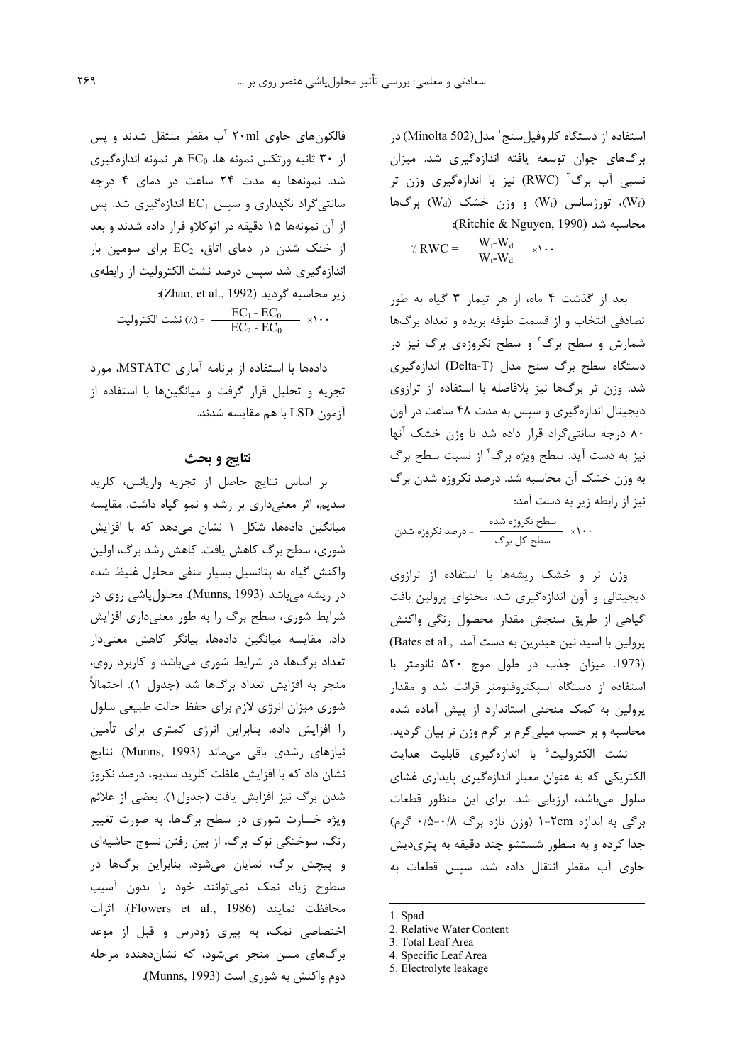استفاده از دستگاه کلروفیل‌سنج[1] مدل(Minolta 502) در برگ‌های جوان توسعه یافته اندازه‌گیری شد. میزان نسبی آب برگ[2] (RWC) نیز با اندازه‌گیری وزن تر ($W_f$)، تورژسانس ($W_t$) و وزن خشک ($W_d$) برگ‌ها محاسبه شد (Ritchie & Nguyen, 1990):

$$\% \ RWC = \frac{W_f - W_d}{W_t - W_d} \times 100$$

بعد از گذشت ۴ ماه، از هر تیمار ۳ گیاه به طور تصادفی انتخاب و از قسمت طوقه بریده و تعداد برگ‌ها شمارش و سطح برگ[3] و سطح نکروزه‌ی برگ نیز در دستگاه سطح برگ سنج مدل (Delta-T) اندازه‌گیری شد. وزن تر برگ‌ها نیز بلافاصله با استفاده از ترازوی دیجیتال اندازه‌گیری و سپس به مدت ۴۸ ساعت در آون ۸۰ درجه سانتی‌گراد قرار داده شد تا وزن خشک آنها نیز به دست آید. سطح ویژه برگ[4] از نسبت سطح برگ به وزن خشک آن محاسبه شد. درصد نکروزه شدن برگ نیز از رابطه زیر به دست آمد:

$$\text{درصد نکروزه شدن} = \frac{\text{سطح نکروزه شده}}{\text{سطح کل برگ}} \times 100$$

وزن تر و خشک ریشه‌ها با استفاده از ترازوی دیجیتالی و آون اندازه‌گیری شد. محتوای پرولین بافت گیاهی از طریق سنجش مقدار محصول رنگی واکنش پرولین با اسید نین هیدرین به دست آمد (Bates et al., 1973). میزان جذب در طول موج ۵۲۰ نانومتر با استفاده از دستگاه اسپکتروفتومتر قرائت شد و مقدار پرولین به کمک منحنی استاندارد از پیش آماده شده محاسبه و بر حسب میلی‌گرم بر گرم وزن تر بیان گردید.

نشت الکترولیت[5] با اندازه‌گیری قابلیت هدایت الکتریکی که به عنوان معیار اندازه‌گیری پایداری غشای سلول می‌باشد، ارزیابی شد. برای این منظور قطعات برگی به اندازه 1-2cm (وزن تازه برگ ۰/۸-۰/۵ گرم) جدا کرده و به منظور شستشو چند دقیقه به پتری‌دیش حاوی آب مقطر انتقال داده شد. سپس قطعات به فالکون‌های حاوی ۲۰ml آب مقطر منتقل شدند و پس از ۳۰ ثانیه ورتکس نمونه ها، $EC_0$ هر نمونه اندازه‌گیری شد. نمونه‌ها به مدت ۲۴ ساعت در دمای ۴ درجه سانتی‌گراد نگهداری و سپس $EC_1$ اندازه‌گیری شد. پس از آن نمونه‌ها ۱۵ دقیقه در اتوکلاو قرار داده شدند و بعد از خنک شدن در دمای اتاق، $EC_2$ برای سومین بار اندازه‌گیری شد سپس درصد نشت الکترولیت از رابطه‌ی زیر محاسبه گردید (Zhao, et al., 1992):

$$\text{نشت الکترولیت} \ (\%) = \frac{EC_1 - EC_0}{EC_2 - EC_0} \times 100$$

داده‌ها با استفاده از برنامه آماری MSTATC، مورد تجزیه و تحلیل قرار گرفت و میانگین‌ها با استفاده از آزمون LSD با هم مقایسه شدند.

## نتایج و بحث

بر اساس نتایج حاصل از تجزیه واریانس، کلرید سدیم، اثر معنی‌داری بر رشد و نمو گیاه داشت. مقایسه میانگین داده‌ها، شکل ۱ نشان می‌دهد که با افزایش شوری، سطح برگ کاهش یافت. کاهش رشد برگ، اولین واکنش گیاه به پتانسیل بسیار منفی محلول غلیظ شده در ریشه می‌باشد (Munns, 1993). محلول‌پاشی روی در شرایط شوری، سطح برگ را به طور معنی‌داری افزایش داد. مقایسه میانگین داده‌ها، بیانگر کاهش معنی‌دار تعداد برگ‌ها، در شرایط شوری می‌باشد و کاربرد روی، منجر به افزایش تعداد برگ‌ها شد (جدول ۱). احتمالاً شوری میزان انرژی لازم برای حفظ حالت طبیعی سلول را افزایش داده، بنابراین انرژی کمتری برای تأمین نیازهای رشدی باقی می‌ماند (Munns, 1993). نتایج نشان داد که با افزایش غلظت کلرید سدیم، درصد نکروز شدن برگ نیز افزایش یافت (جدول۱). بعضی از علائم ویژه خسارت شوری در سطح برگ‌ها، به صورت تغییر رنگ، سوختگی نوک برگ، از بین رفتن نسوج حاشیه‌ای و پیچش برگ، نمایان می‌شود. بنابراین برگ‌ها در سطوح زیاد نمک نمی‌توانند خود را بدون آسیب محافظت نمایند (Flowers et al., 1986). اثرات اختصاصی نمک، به پیری زودرس و قبل از موعد برگ‌های مسن منجر می‌شود، که نشان‌دهنده مرحله دوم واکنش به شوری است (Munns, 1993).

---

1. Spad
2. Relative Water Content
3. Total Leaf Area
4. Specific Leaf Area
5. Electrolyte leakage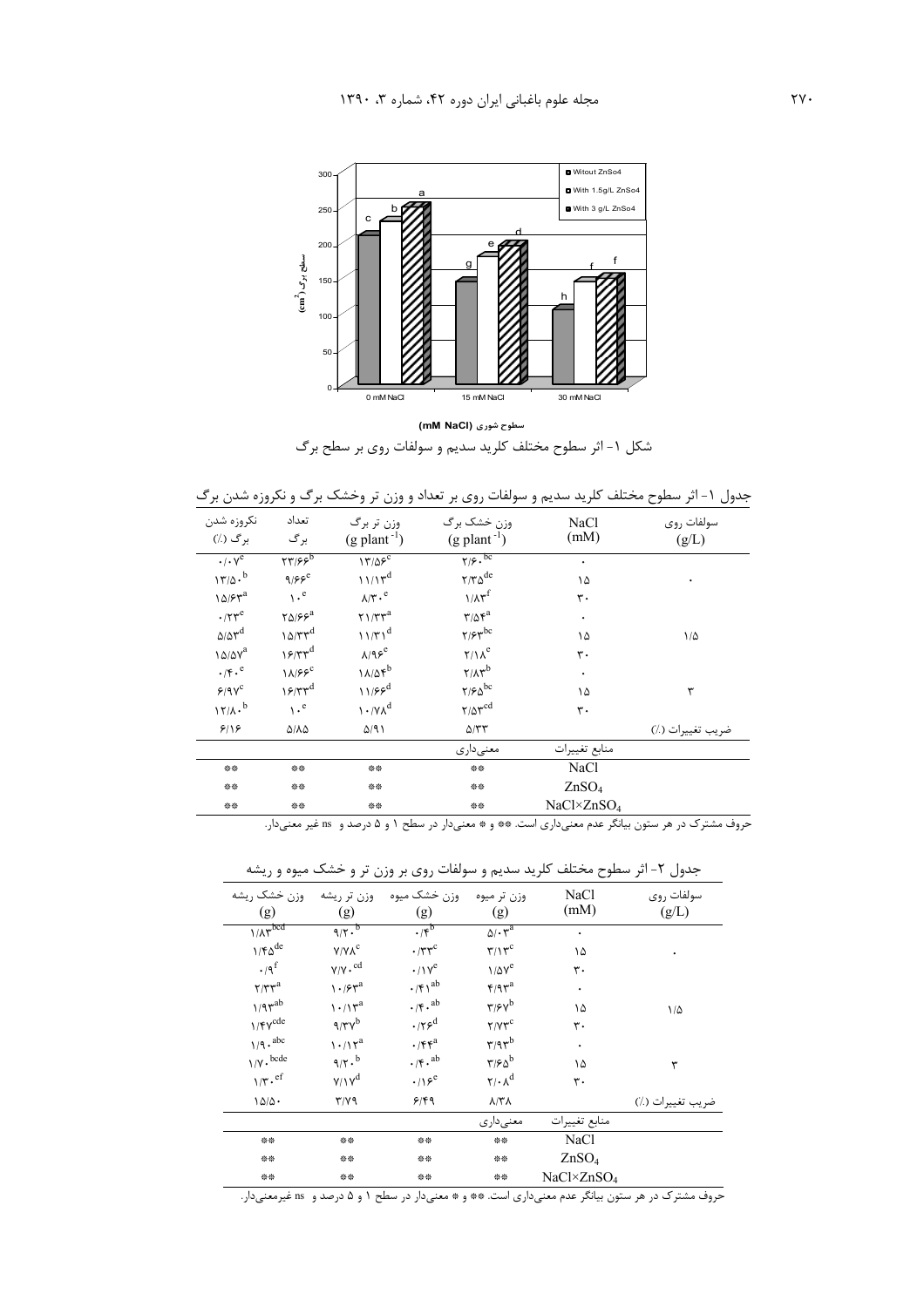سطوح شوری (mM NaCl)

شکل ۱- اثر سطوح مختلف کلرید سدیم و سولفات روی بر سطح برگ

جدول ۱- اثر سطوح مختلف کلرید سدیم و سولفات روی بر تعداد و وزن تر وخشک برگ و نکروزه شدن برگ

| سولفات روی (g/L) | NaCl (mM) | وزن خشک برگ $(g\ plant^{-1})$ | وزن تر برگ $(g\ plant^{-1})$ | تعداد برگ | نکروزه شدن برگ (٪) |
|---|---|---|---|---|---|
| ۰ | ۰ | ۲/۶۰$^{bc}$ | ۱۳/۵۶$^{c}$ | ۲۳/۶۶$^{b}$ | ۰/۰۷$^{e}$ |
| | ۱۵ | ۲/۳۵$^{de}$ | ۱۱/۱۳$^{d}$ | ۹/۶۶$^{e}$ | ۱۳/۵۰$^{b}$ |
| | ۳۰ | ۱/۸۳$^{f}$ | ۸/۳۰$^{e}$ | ۱۰$^{e}$ | ۱۵/۶۳$^{a}$ |
| ۱/۵ | ۰ | ۳/۵۴$^{a}$ | ۲۱/۳۳$^{a}$ | ۲۵/۶۶$^{a}$ | ۰/۲۳$^{e}$ |
| | ۱۵ | ۲/۶۳$^{bc}$ | ۱۱/۳۱$^{d}$ | ۱۵/۳۳$^{d}$ | ۵/۵۳$^{d}$ |
| | ۳۰ | ۲/۱۸$^{e}$ | ۸/۹۶$^{e}$ | ۱۶/۳۳$^{d}$ | ۱۵/۵۷$^{a}$ |
| ۳ | ۰ | ۲/۸۳$^{b}$ | ۱۸/۵۴$^{b}$ | ۱۸/۶۶$^{c}$ | ۰/۴۰$^{e}$ |
| | ۱۵ | ۲/۶۵$^{bc}$ | ۱۱/۶۶$^{d}$ | ۱۶/۳۳$^{d}$ | ۶/۹۷$^{c}$ |
| | ۳۰ | ۲/۵۳$^{cd}$ | ۱۰/۷۸$^{d}$ | ۱۰$^{e}$ | ۱۲/۸۰$^{b}$ |
| ضریب تغییرات (٪) | | ۵/۳۳ | ۵/۹۱ | ۵/۸۵ | ۶/۱۶ |
| | منابع تغییرات | معنی‌داری | | | |
| | NaCl | ** | ** | ** | ** |
| | $ZnSO_4$ | ** | ** | ** | ** |
| | $NaCl×ZnSO_4$ | ** | ** | ** | ** |

حروف مشترک در هر ستون بیانگر عدم معنی‌داری است. ** و * معنی‌دار در سطح ۱ و ۵ درصد و ns غیر معنی‌دار.

جدول ۲- اثر سطوح مختلف کلرید سدیم و سولفات روی بر وزن تر و خشک میوه و ریشه

| سولفات روی (g/L) | NaCl (mM) | وزن تر میوه (g) | وزن خشک میوه (g) | وزن تر ریشه (g) | وزن خشک ریشه (g) |
|---|---|---|---|---|---|
| ۰ | ۰ | ۵/۰۳$^{a}$ | ۰/۴$^{b}$ | ۹/۲۰$^{b}$ | ۱/۸۳$^{bcd}$ |
| | ۱۵ | ۳/۱۳$^{c}$ | ۰/۳۳$^{c}$ | ۷/۷۸$^{c}$ | ۱/۴۵$^{de}$ |
| | ۳۰ | ۱/۵۷$^{e}$ | ۰/۱۷$^{e}$ | ۷/۷۰$^{cd}$ | ۰/۹$^{f}$ |
| ۱/۵ | ۰ | ۴/۹۳$^{a}$ | ۰/۴۱$^{ab}$ | ۱۰/۶۳$^{a}$ | ۲/۳۳$^{a}$ |
| | ۱۵ | ۳/۶۷$^{b}$ | ۰/۴۰$^{ab}$ | ۱۰/۱۳$^{a}$ | ۱/۹۳$^{ab}$ |
| | ۳۰ | ۲/۷۳$^{c}$ | ۰/۲۶$^{d}$ | ۹/۳۷$^{b}$ | ۱/۴۷$^{cde}$ |
| ۳ | ۰ | ۳/۹۳$^{b}$ | ۰/۴۴$^{a}$ | ۱۰/۱۲$^{a}$ | ۱/۹۰$^{abc}$ |
| | ۱۵ | ۳/۶۵$^{b}$ | ۰/۴۰$^{ab}$ | ۹/۲۰$^{b}$ | ۱/۷۰$^{bcde}$ |
| | ۳۰ | ۲/۰۸$^{d}$ | ۰/۱۶$^{e}$ | ۷/۱۷$^{d}$ | ۱/۳۰$^{ef}$ |
| ضریب تغییرات (٪) | | ۸/۳۸ | ۶/۴۹ | ۳/۷۹ | ۱۵/۵۰ |
| | منابع تغییرات | معنی‌داری | | | |
| | NaCl | ** | ** | ** | ** |
| | $ZnSO_4$ | ** | ** | ** | ** |
| | $NaCl×ZnSO_4$ | ** | ** | ** | ** |

حروف مشترک در هر ستون بیانگر عدم معنی‌داری است. ** و * معنی‌دار در سطح ۱ و ۵ درصد و ns غیرمعنی‌دار.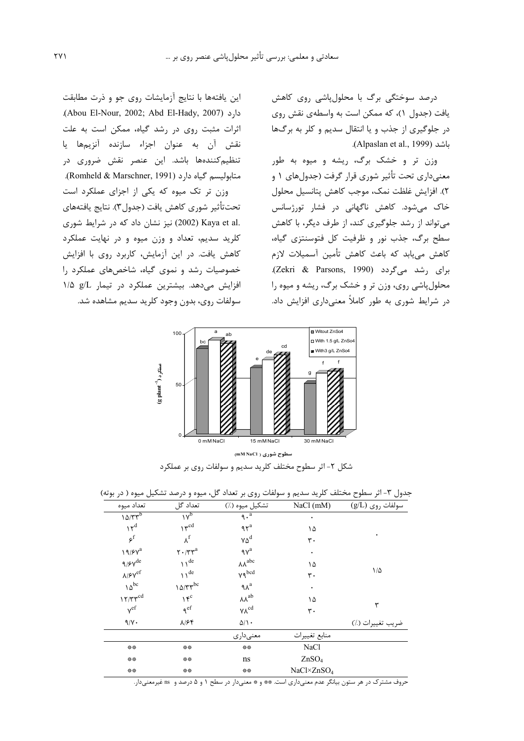درصد سوختگی برگ با محلول‌پاشی روی کاهش یافت (جدول ۱)، که ممکن است به واسطه‌ی نقش روی در جلوگیری از جذب و یا انتقال سدیم و کلر به برگ‌ها باشد (Alpaslan et al., 1999).

وزن تر و خشک برگ، ریشه و میوه به طور معنی‌داری تحت تأثیر شوری قرار گرفت (جدول‌های ۱ و ۲). افزایش غلظت نمک، موجب کاهش پتانسیل محلول خاک می‌شود. کاهش ناگهانی در فشار تورژسانس می‌تواند از رشد جلوگیری کند، از طرف دیگر، با کاهش سطح برگ، جذب نور و ظرفیت کل فتوسنتزی گیاه، کاهش می‌یابد که باعث کاهش تأمین آسمیلات لازم برای رشد می‌گردد (Zekri & Parsons, 1990). محلول‌پاشی روی، وزن تر و خشک برگ، ریشه و میوه را در شرایط شوری به طور کاملاً معنی‌داری افزایش داد.

این یافته‌ها با نتایج آزمایشات روی جو و ذرت مطابقت دارد (Abou El-Nour, 2002; Abd El-Hady, 2007). اثرات مثبت روی در رشد گیاه، ممکن است به علت نقش آن به عنوان اجزاء سازنده آنزیم‌ها یا تنظیم‌کننده‌ها باشد. این عنصر نقش ضروری در متابولیسم گیاه دارد (Romheld & Marschner, 1991).

وزن تر تک میوه که یکی از اجزای عملکرد است تحت‌تأثیر شوری کاهش یافت (جدول۳). نتایج یافته‌های Kaya et al. (2002) نیز نشان داد که در شرایط شوری کلرید سدیم، تعداد و وزن میوه و در نهایت عملکرد کاهش یافت. در این آزمایش، کاربرد روی با افزایش خصوصیات رشد و نموی گیاه، شاخص‌های عملکرد را افزایش می‌دهد. بیشترین عملکرد در تیمار 1/5 g/L سولفات روی، بدون وجود کلرید سدیم مشاهده شد.

شکل ۲- اثر سطوح مختلف کلرید سدیم و سولفات روی بر عملکرد

جدول ۳- اثر سطوح مختلف کلرید سدیم و سولفات روی بر تعداد گل، میوه و درصد تشکیل میوه ( در بوته)

| سولفات روی (g/L) | NaCl (mM) | تشکیل میوه (٪) | تعداد گل | تعداد میوه |
|---|---|---|---|---|
| ۰ | ۰ | ۹۰[a] | ۱۷[b] | ۱۵/۳۳[b] |
| | ۱۵ | ۹۲[a] | ۱۳[cd] | ۱۲[d] |
| | ۳۰ | ۷۵[d] | ۸[f] | ۶[f] |
| ۱/۵ | ۰ | ۹۷[a] | ۲۰/۳۳[a] | ۱۹/۶۷[a] |
| | ۱۵ | ۸۸[abc] | ۱۱[de] | ۹/۶۷[de] |
| | ۳۰ | ۷۹[bcd] | ۱۱[de] | ۸/۶۷[ef] |
| ۳ | ۰ | ۹۸[a] | ۱۵/۳۳[bc] | ۱۵[bc] |
| | ۱۵ | ۸۸[ab] | ۱۴[c] | ۱۲/۳۳[cd] |
| | ۳۰ | ۷۸[cd] | ۹[ef] | ۷[ef] |
| ضریب تغییرات (٪) | | ۵/۱۰ | ۸/۶۴ | ۹/۷۰ |
| | منابع تغییرات | معنی‌داری | | |
| | NaCl | ** | ** | ** |
| | $ZnSO_4$ | ns | ** | ** |
| | $NaCl \times ZnSO_4$ | ** | ** | ** |

حروف مشترک در هر ستون بیانگر عدم معنی‌داری است. ** و * معنی‌دار در سطح ۱ و ۵ درصد و ns غیرمعنی‌دار.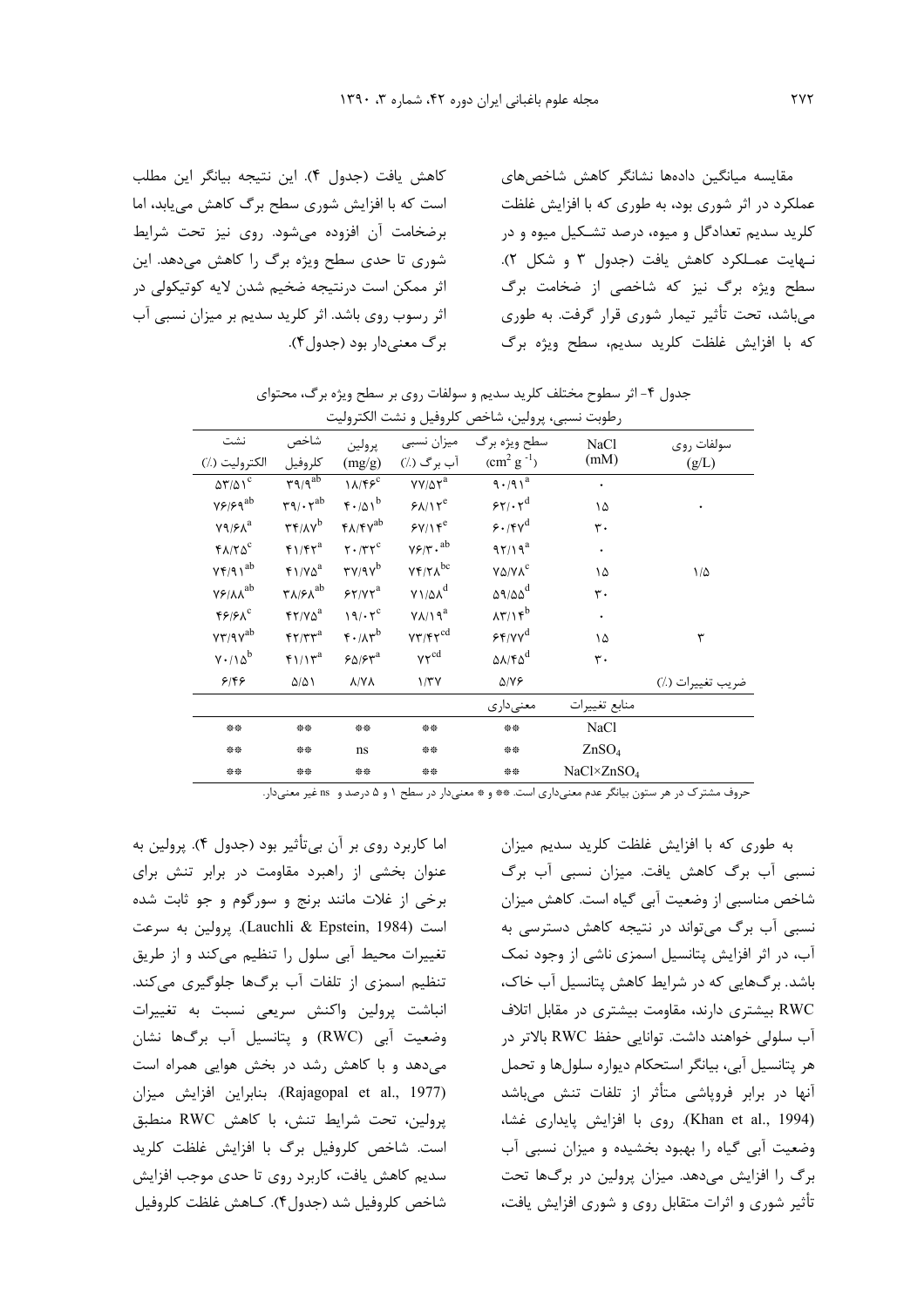مقایسه میانگین داده‌ها نشانگر کاهش شاخص‌های عملکرد در اثر شوری بود، به طوری که با افزایش غلظت کلرید سدیم تعدادگل و میوه، درصد تشکیل میوه و در نهایت عملکرد کاهش یافت (جدول ۳ و شکل ۲). سطح ویژه برگ نیز که شاخصی از ضخامت برگ می‌باشد، تحت تأثیر تیمار شوری قرار گرفت. به طوری که با افزایش غلظت کلرید سدیم، سطح ویژه برگ کاهش یافت (جدول ۴). این نتیجه بیانگر این مطلب است که با افزایش شوری سطح برگ کاهش می‌یابد، اما برضخامت آن افزوده می‌شود. روی نیز تحت شرایط شوری تا حدی سطح ویژه برگ را کاهش می‌دهد. این اثر ممکن است درنتیجه ضخیم شدن لایه کوتیکولی در اثر رسوب روی باشد. اثر کلرید سدیم بر میزان نسبی آب برگ معنی‌دار بود (جدول۴).

جدول ۴- اثر سطوح مختلف کلرید سدیم و سولفات روی بر سطح ویژه برگ، محتوای رطوبت نسبی، پرولین، شاخص کلروفیل و نشت الکترولیت

| سولفات روی (g/L) | NaCl (mM) | سطح ویژه برگ ($cm^2\ g^{-1}$) | میزان نسبی آب برگ (٪) | پرولین (mg/g) | شاخص کلروفیل | نشت الکترولیت (٪) |
|---|---|---|---|---|---|---|
| ۰ | ۰ | ۹۰/۹۱[a] | ۷۷/۵۲[a] | ۱۸/۴۶[c] | ۳۹/۹[ab] | ۵۳/۵۱[c] |
| | ۱۵ | ۶۲/۰۲[d] | ۶۸/۱۲[e] | ۴۰/۵۱[b] | ۳۹/۰۲[ab] | ۷۶/۶۹[ab] |
| | ۳۰ | ۶۰/۴۷[d] | ۶۷/۱۴[e] | ۴۸/۴۷[ab] | ۳۴/۸۷[b] | ۷۹/۶۸[a] |
| ۱/۵ | ۰ | ۹۲/۱۹[a] | ۷۶/۳۰[ab] | ۲۰/۳۲[c] | ۴۱/۴۲[a] | ۴۸/۲۵[c] |
| | ۱۵ | ۷۵/۷۸[c] | ۷۴/۲۸[bc] | ۳۷/۹۷[b] | ۴۱/۷۵[a] | ۷۴/۹۱[ab] |
| | ۳۰ | ۵۹/۵۵[d] | ۷۱/۵۸[d] | ۶۲/۷۲[a] | ۳۸/۶۸[ab] | ۷۶/۸۸[ab] |
| ۳ | ۰ | ۸۳/۱۴[b] | ۷۸/۱۹[a] | ۱۹/۰۲[c] | ۴۲/۷۵[a] | ۴۶/۶۸[c] |
| | ۱۵ | ۶۴/۷۷[d] | ۷۳/۴۲[cd] | ۴۰/۸۳[b] | ۴۲/۳۳[a] | ۷۳/۹۷[ab] |
| | ۳۰ | ۵۸/۴۵[d] | ۷۲[cd] | ۶۵/۶۳[a] | ۴۱/۱۳[a] | ۷۰/۱۵[b] |
| ضریب تغییرات (٪) | | ۵/۷۶ | ۱/۳۷ | ۸/۷۸ | ۵/۵۱ | ۶/۴۶ |
| | منابع تغییرات | معنی‌داری | | | | |
| | NaCl | ** | ** | ** | ** | ** |
| | $ZnSO_4$ | ** | ** | ns | ** | ** |
| | $NaCl \times ZnSO_4$ | ** | ** | ** | ** | ** |

حروف مشترک در هر ستون بیانگر عدم معنی‌داری است. ** و * معنی‌دار در سطح ۱ و ۵ درصد و ns غیر معنی‌دار.

به طوری که با افزایش غلظت کلرید سدیم میزان نسبی آب برگ کاهش یافت. میزان نسبی آب برگ شاخص مناسبی از وضعیت آبی گیاه است. کاهش میزان نسبی آب برگ می‌تواند در نتیجه کاهش دسترسی به آب، در اثر افزایش پتانسیل اسمزی ناشی از وجود نمک باشد. برگ‌هایی که در شرایط کاهش پتانسیل آب خاک، RWC بیشتری دارند، مقاومت بیشتری در مقابل اتلاف آب سلولی خواهند داشت. توانایی حفظ RWC بالاتر در هر پتانسیل آبی، بیانگر استحکام دیواره سلول‌ها و تحمل آنها در برابر فروپاشی متأثر از تلفات تنش می‌باشد (Khan et al., 1994). روی با افزایش پایداری غشا، وضعیت آبی گیاه را بهبود بخشیده و میزان نسبی آب برگ را افزایش می‌دهد. میزان پرولین در برگ‌ها تحت تأثیر شوری و اثرات متقابل روی و شوری افزایش یافت، اما کاربرد روی بر آن بی‌تأثیر بود (جدول ۴). پرولین به عنوان بخشی از راهبرد مقاومت در برابر تنش برای برخی از غلات مانند برنج و سورگوم و جو ثابت شده است (Lauchli & Epstein, 1984). پرولین به سرعت تغییرات محیط آبی سلول را تنظیم می‌کند و از طریق تنظیم اسمزی از تلفات آب برگ‌ها جلوگیری می‌کند. انباشت پرولین واکنش سریعی نسبت به تغییرات وضعیت آبی (RWC) و پتانسیل آب برگ‌ها نشان می‌دهد و با کاهش رشد در بخش هوایی همراه است (Rajagopal et al., 1977). بنابراین افزایش میزان پرولین، تحت شرایط تنش، با کاهش RWC منطبق است. شاخص کلروفیل برگ با افزایش غلظت کلرید سدیم کاهش یافت، کاربرد روی تا حدی موجب افزایش شاخص کلروفیل شد (جدول۴). کاهش غلظت کلروفیل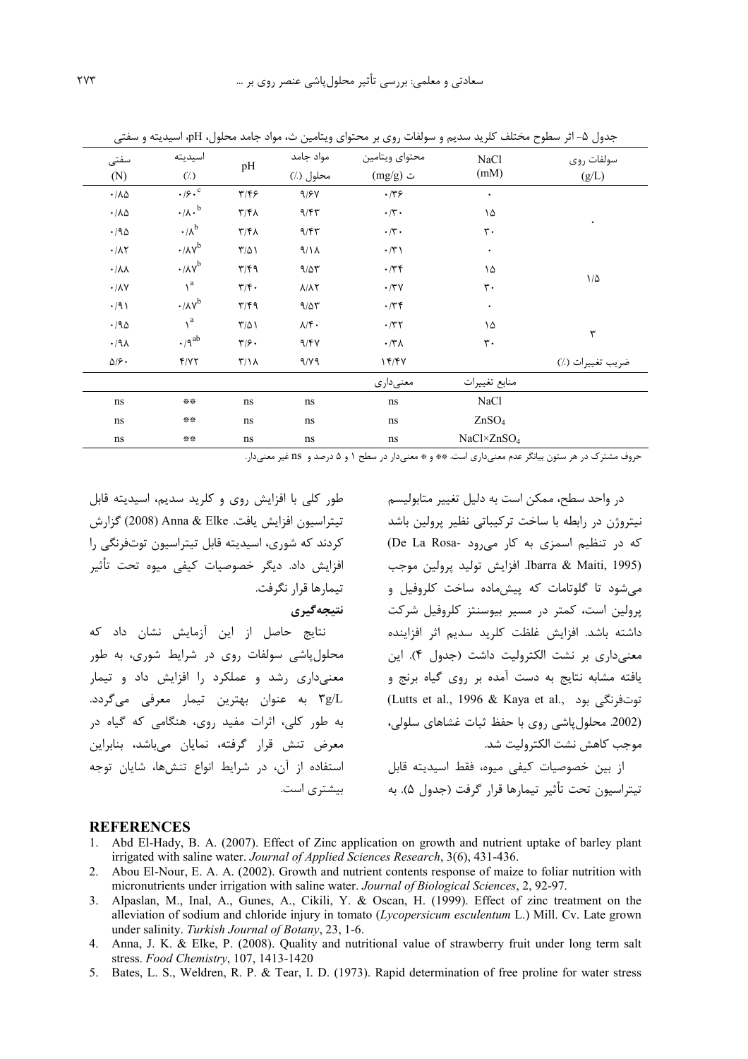جدول ۵- اثر سطوح مختلف کلرید سدیم و سولفات روی بر محتوای ویتامین ث، مواد جامد محلول، pH، اسیدیته و سفتی

| سولفات روی (g/L) | NaCl (mM) | محتوای ویتامین ث (mg/g) | مواد جامد محلول (٪) | pH | اسیدیته (٪) | سفتی (N) |
|---|---|---|---|---|---|---|
| ۰ | ۰ | ۰/۳۶ | ۹/۶۷ | ۳/۴۶ | ۰/۶۰^c | ۰/۸۵ |
| | ۱۵ | ۰/۳۰ | ۹/۴۳ | ۳/۴۸ | ۰/۸۰^b | ۰/۸۵ |
| | ۳۰ | ۰/۳۰ | ۹/۴۳ | ۳/۴۸ | ۰/۸^b | ۰/۹۵ |
| ۱/۵ | ۰ | ۰/۳۱ | ۹/۱۸ | ۳/۵۱ | ۰/۸۷^b | ۰/۸۲ |
| | ۱۵ | ۰/۳۴ | ۹/۵۳ | ۳/۴۹ | ۰/۸۷^b | ۰/۸۸ |
| | ۳۰ | ۰/۳۷ | ۸/۸۲ | ۳/۴۰ | ۱^a | ۰/۸۷ |
| ۳ | ۰ | ۰/۳۴ | ۹/۵۳ | ۳/۴۹ | ۰/۸۷^b | ۰/۹۱ |
| | ۱۵ | ۰/۳۲ | ۸/۴۰ | ۳/۵۱ | ۱^a | ۰/۹۵ |
| | ۳۰ | ۰/۳۸ | ۹/۴۷ | ۳/۶۰ | ۰/۹^ab | ۰/۹۸ |
| ضریب تغییرات (٪) | | ۱۴/۴۷ | ۹/۷۹ | ۳/۱۸ | ۴/۷۲ | ۵/۶۰ |
| | منابع تغییرات | معنی‌داری | | | | |
| | NaCl | ns | ns | ns | ** | ns |
| | $ZnSO_4$ | ns | ns | ns | ** | ns |
| | $NaCl \times ZnSO_4$ | ns | ns | ns | ** | ns |

حروف مشترک در هر ستون بیانگر عدم معنی‌داری است. ** و * معنی‌دار در سطح ۱ و ۵ درصد و ns غیر معنی‌دار.

در واحد سطح، ممکن است به دلیل تغییر متابولیسم نیتروژن در رابطه با ساخت ترکیباتی نظیر پرولین باشد که در تنظیم اسمزی به کار می‌رود (De La Rosa-Ibarra & Maiti, 1995). افزایش تولید پرولین موجب می‌شود تا گلوتامات که پیش‌ماده ساخت کلروفیل و پرولین است، کمتر در مسیر بیوسنتز کلروفیل شرکت داشته باشد. افزایش غلظت کلرید سدیم اثر افزاینده معنی‌داری بر نشت الکترولیت داشت (جدول ۴). این یافته مشابه نتایج به دست آمده بر روی گیاه برنج و توت‌فرنگی بود (Lutts et al., 1996 & Kaya et al., 2002). محلول‌پاشی روی با حفظ ثبات غشاهای سلولی، موجب کاهش نشت الکترولیت شد.

از بین خصوصیات کیفی میوه، فقط اسیدیته قابل تیتراسیون تحت تأثیر تیمارها قرار گرفت (جدول ۵). به طور کلی با افزایش روی و کلرید سدیم، اسیدیته قابل تیتراسیون افزایش یافت. Anna & Elke (2008) گزارش کردند که شوری، اسیدیته قابل تیتراسیون توت‌فرنگی را افزایش داد. دیگر خصوصیات کیفی میوه تحت تأثیر تیمارها قرار نگرفت.

### نتیجه‌گیری

نتایج حاصل از این آزمایش نشان داد که محلول‌پاشی سولفات روی در شرایط شوری، به طور معنی‌داری رشد و عملکرد را افزایش داد و تیمار 3g/L به عنوان بهترین تیمار معرفی می‌گردد. به طور کلی، اثرات مفید روی، هنگامی که گیاه در معرض تنش قرار گرفته، نمایان می‌باشد، بنابراین استفاده از آن، در شرایط انواع تنش‌ها، شایان توجه بیشتری است.

## REFERENCES

1. Abd El-Hady, B. A. (2007). Effect of Zinc application on growth and nutrient uptake of barley plant irrigated with saline water. *Journal of Applied Sciences Research*, 3(6), 431-436.
2. Abou El-Nour, E. A. A. (2002). Growth and nutrient contents response of maize to foliar nutrition with micronutrients under irrigation with saline water. *Journal of Biological Sciences*, 2, 92-97.
3. Alpaslan, M., Inal, A., Gunes, A., Cikili, Y. & Oscan, H. (1999). Effect of zinc treatment on the alleviation of sodium and chloride injury in tomato (*Lycopersicum esculentum* L.) Mill. Cv. Late grown under salinity. *Turkish Journal of Botany*, 23, 1-6.
4. Anna, J. K. & Elke, P. (2008). Quality and nutritional value of strawberry fruit under long term salt stress. *Food Chemistry*, 107, 1413-1420
5. Bates, L. S., Weldren, R. P. & Tear, I. D. (1973). Rapid determination of free proline for water stress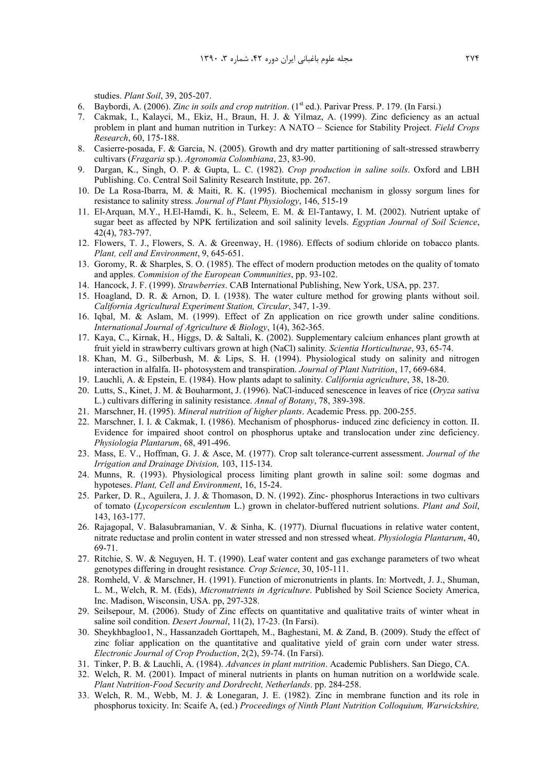studies. *Plant Soil*, 39, 205-207.

6. Baybordi, A. (2006). *Zinc in soils and crop nutrition*. (1st ed.). Parivar Press. P. 179. (In Farsi.)
7. Cakmak, I., Kalayci, M., Ekiz, H., Braun, H. J. & Yilmaz, A. (1999). Zinc deficiency as an actual problem in plant and human nutrition in Turkey: A NATO – Science for Stability Project. *Field Crops Research*, 60, 175-188.
8. Casierre-posada, F. & Garcia, N. (2005). Growth and dry matter partitioning of salt-stressed strawberry cultivars (*Fragaria* sp.). *Agronomia Colombiana*, 23, 83-90.
9. Dargan, K., Singh, O. P. & Gupta, L. C. (1982). *Crop production in saline soils*. Oxford and LBH Publishing. Co. Central Soil Salinity Research Institute, pp. 267.
10. De La Rosa-Ibarra, M. & Maiti, R. K. (1995). Biochemical mechanism in glossy sorgum lines for resistance to salinity stress*. Journal of Plant Physiology*, 146, 515-19
11. El-Arquan, M.Y., H.El-Hamdi, K. h., Seleem, E. M. & El-Tantawy, I. M. (2002). Nutrient uptake of sugar beet as affected by NPK fertilization and soil salinity levels. *Egyptian Journal of Soil Science*, 42(4), 783-797.
12. Flowers, T. J., Flowers, S. A. & Greenway, H. (1986). Effects of sodium chloride on tobacco plants. *Plant, cell and Environment*, 9, 645-651.
13. Goromy, R. & Sharples, S. O. (1985). The effect of modern production metodes on the quality of tomato and apples. *Commision of the European Communities*, pp. 93-102.
14. Hancock, J. F. (1999). *Strawberries*. CAB International Publishing, New York, USA, pp. 237.
15. Hoagland, D. R. & Arnon, D. I. (1938). The water culture method for growing plants without soil. *California Agricultural Experiment Station, Circular*, 347, 1-39.
16. Iqbal, M. & Aslam, M. (1999). Effect of Zn application on rice growth under saline conditions. *International Journal of Agriculture & Biology*, 1(4), 362-365.
17. Kaya, C., Kirnak, H., Higgs, D. & Saltali, K. (2002). Supplementary calcium enhances plant growth at fruit yield in strawberry cultivars grown at high (NaCl) salinity*. Scientia Horticulturae*, 93, 65-74.
18. Khan, M. G., Silberbush, M. & Lips, S. H. (1994). Physiological study on salinity and nitrogen interaction in alfalfa. II- photosystem and transpiration. *Journal of Plant Nutrition*, 17, 669-684.
19. Lauchli, A. & Epstein, E. (1984). How plants adapt to salinity*. California agriculture*, 38, 18-20.
20. Lutts, S., Kinet, J. M. & Bouharmont, J. (1996). NaCl-induced senescence in leaves of rice (*Oryza sativa* L.) cultivars differing in salinity resistance. *Annal of Botany*, 78, 389-398.
21. Marschner, H. (1995). *Mineral nutrition of higher plants*. Academic Press. pp. 200-255.
22. Marschner, I. I. & Cakmak, I. (1986). Mechanism of phosphorus- induced zinc deficiency in cotton. II. Evidence for impaired shoot control on phosphorus uptake and translocation under zinc deficiency. *Physiologia Plantarum*, 68, 491-496.
23. Mass, E. V., Hoffman, G. J. & Asce, M. (1977). Crop salt tolerance-current assessment. *Journal of the Irrigation and Drainage Division,* 103, 115-134.
24. Munns, R. (1993). Physiological process limiting plant growth in saline soil: some dogmas and hypoteses. *Plant, Cell and Environment*, 16, 15-24.
25. Parker, D. R., Aguilera, J. J. & Thomason, D. N. (1992). Zinc- phosphorus Interactions in two cultivars of tomato (*Lycopersicon esculentum* L.) grown in chelator-buffered nutrient solutions. *Plant and Soil*, 143, 163-177.
26. Rajagopal, V. Balasubramanian, V. & Sinha, K. (1977). Diurnal flucuations in relative water content, nitrate reductase and prolin content in water stressed and non stressed wheat. *Physiologia Plantarum*, 40, 69-71.
27. Ritchie, S. W. & Neguyen, H. T. (1990). Leaf water content and gas exchange parameters of two wheat genotypes differing in drought resistance*. Crop Science*, 30, 105-111.
28. Romheld, V. & Marschner, H. (1991). Function of micronutrients in plants. In: Mortvedt, J. J., Shuman, L. M., Welch, R. M. (Eds), *Micronutrients in Agriculture*. Published by Soil Science Society America, Inc. Madison, Wisconsin, USA. pp, 297-328.
29. Seilsepour, M. (2006). Study of Zinc effects on quantitative and qualitative traits of winter wheat in saline soil condition. *Desert Journal*, 11(2), 17-23. (In Farsi).
30. Sheykhbagloo1, N., Hassanzadeh Gorttapeh, M., Baghestani, M. & Zand, B. (2009). Study the effect of zinc foliar application on the quantitative and qualitative yield of grain corn under water stress. *Electronic Journal of Crop Production*, 2(2), 59-74. (In Farsi).
31. Tinker, P. B. & Lauchli, A. (1984). *Advances in plant nutrition*. Academic Publishers. San Diego, CA.
32. Welch, R. M. (2001). Impact of mineral nutrients in plants on human nutrition on a worldwide scale. *Plant Nutrition-Food Security and Dordrecht, Netherlands*. pp. 284-258.
33. Welch, R. M., Webb, M. J. & Lonegaran, J. E. (1982). Zinc in membrane function and its role in phosphorus toxicity. In: Scaife A, (ed.) *Proceedings of Ninth Plant Nutrition Colloquium, Warwickshire,*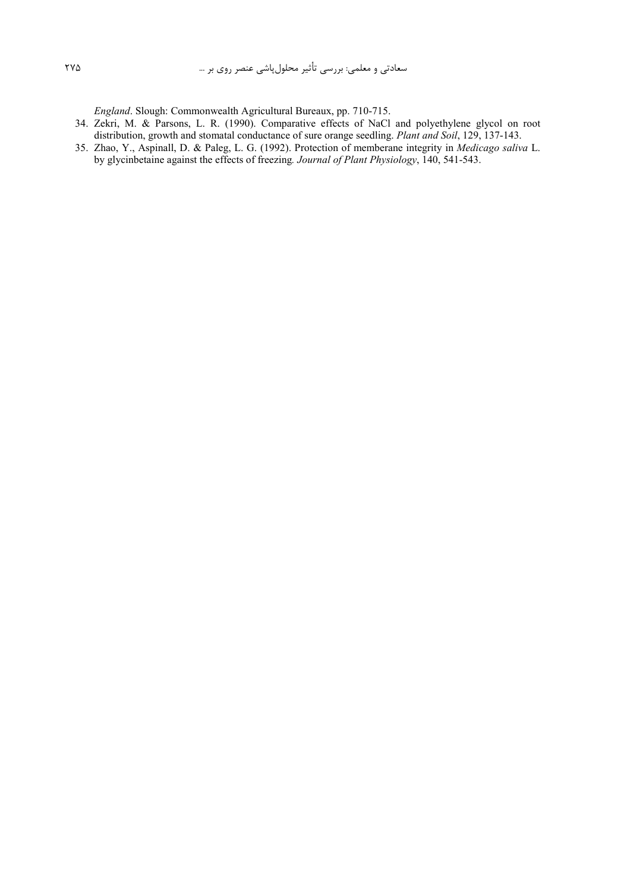*England*. Slough: Commonwealth Agricultural Bureaux, pp. 710-715.

34. Zekri, M. & Parsons, L. R. (1990). Comparative effects of NaCl and polyethylene glycol on root distribution, growth and stomatal conductance of sure orange seedling. *Plant and Soil*, 129, 137-143.
35. Zhao, Y., Aspinall, D. & Paleg, L. G. (1992). Protection of memberane integrity in *Medicago saliva* L. by glycinbetaine against the effects of freezing. *Journal of Plant Physiology*, 140, 541-543.